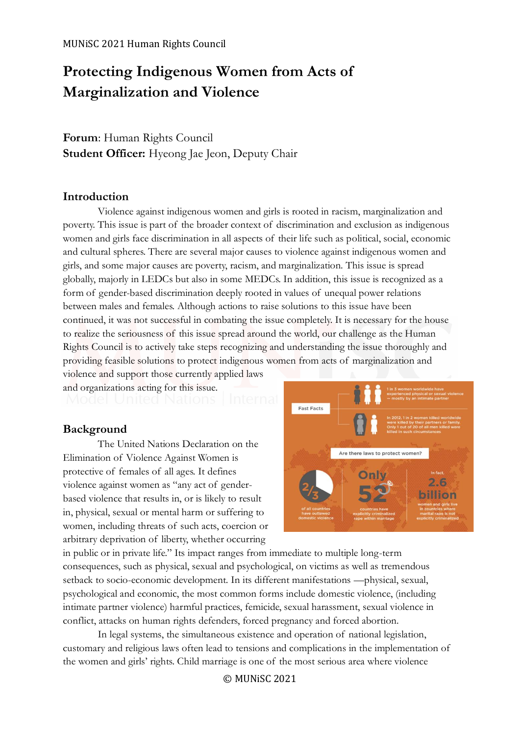# Protecting Indigenous Women from Acts of Marginalization and Violence

**Forum**: Human Rights Council
**Student Officer:** Hyeong Jae Jeon, Deputy Chair

## Introduction

Violence against indigenous women and girls is rooted in racism, marginalization and poverty. This issue is part of the broader context of discrimination and exclusion as indigenous women and girls face discrimination in all aspects of their life such as political, social, economic and cultural spheres. There are several major causes to violence against indigenous women and girls, and some major causes are poverty, racism, and marginalization. This issue is spread globally, majorly in LEDCs but also in some MEDCs. In addition, this issue is recognized as a form of gender-based discrimination deeply rooted in values of unequal power relations between males and females. Although actions to raise solutions to this issue have been continued, it was not successful in combating the issue completely. It is necessary for the house to realize the seriousness of this issue spread around the world, our challenge as the Human Rights Council is to actively take steps recognizing and understanding the issue thoroughly and providing feasible solutions to protect indigenous women from acts of marginalization and violence and support those currently applied laws and organizations acting for this issue.

Fast Facts

1 in 3 women worldwide have experienced physical or sexual violence — mostly by an intimate partner

In 2012, 1 in 2 women killed worldwide were killed by their partners or family. Only 1 out of 20 of all men killed were killed in such circumstances

Are there laws to protect women?

2/3 of all countries have outlawed domestic violence

Only 52 countries have explicitly criminalized rape within marriage

In fact, 2.6 billion women and girls live in countries where marital rape is not explicitly criminalized

## Background

The United Nations Declaration on the Elimination of Violence Against Women is protective of females of all ages. It defines violence against women as "any act of gender-based violence that results in, or is likely to result in, physical, sexual or mental harm or suffering to women, including threats of such acts, coercion or arbitrary deprivation of liberty, whether occurring in public or in private life." Its impact ranges from immediate to multiple long-term consequences, such as physical, sexual and psychological, on victims as well as tremendous setback to socio-economic development. In its different manifestations —physical, sexual, psychological and economic, the most common forms include domestic violence, (including intimate partner violence) harmful practices, femicide, sexual harassment, sexual violence in conflict, attacks on human rights defenders, forced pregnancy and forced abortion.

In legal systems, the simultaneous existence and operation of national legislation, customary and religious laws often lead to tensions and complications in the implementation of the women and girls' rights. Child marriage is one of the most serious area where violence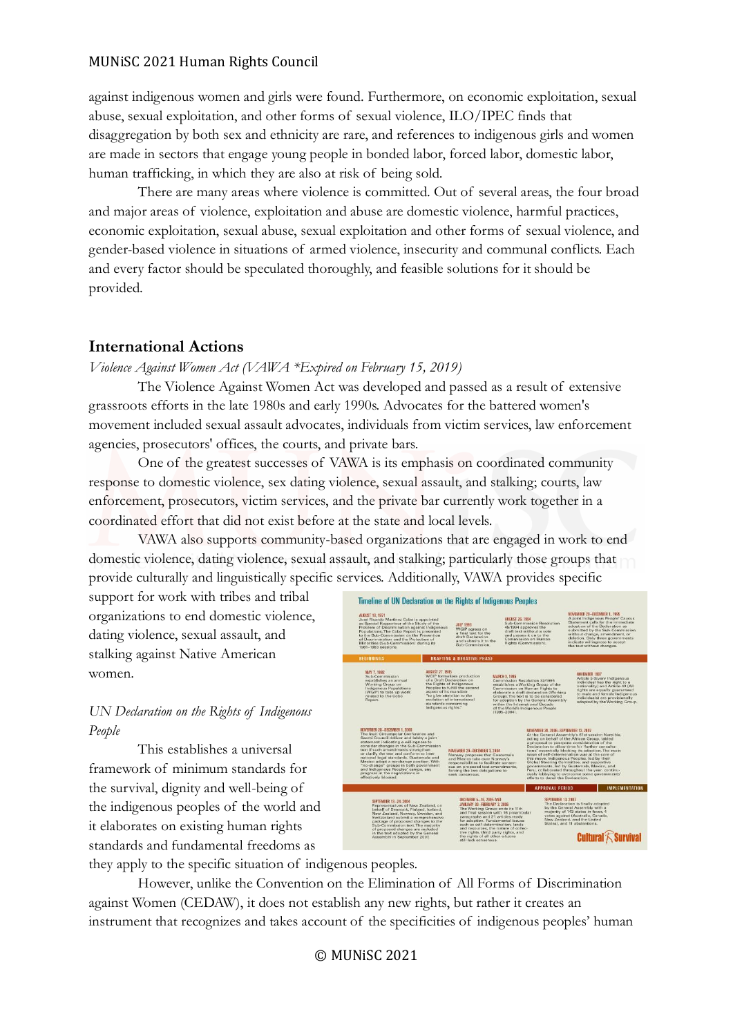against indigenous women and girls were found. Furthermore, on economic exploitation, sexual abuse, sexual exploitation, and other forms of sexual violence, ILO/IPEC finds that disaggregation by both sex and ethnicity are rare, and references to indigenous girls and women are made in sectors that engage young people in bonded labor, forced labor, domestic labor, human trafficking, in which they are also at risk of being sold.

There are many areas where violence is committed. Out of several areas, the four broad and major areas of violence, exploitation and abuse are domestic violence, harmful practices, economic exploitation, sexual abuse, sexual exploitation and other forms of sexual violence, and gender-based violence in situations of armed violence, insecurity and communal conflicts. Each and every factor should be speculated thoroughly, and feasible solutions for it should be provided.

## International Actions

*Violence Against Women Act (VAWA \*Expired on February 15, 2019)*

The Violence Against Women Act was developed and passed as a result of extensive grassroots efforts in the late 1980s and early 1990s. Advocates for the battered women's movement included sexual assault advocates, individuals from victim services, law enforcement agencies, prosecutors' offices, the courts, and private bars.

One of the greatest successes of VAWA is its emphasis on coordinated community response to domestic violence, sex dating violence, sexual assault, and stalking; courts, law enforcement, prosecutors, victim services, and the private bar currently work together in a coordinated effort that did not exist before at the state and local levels.

VAWA also supports community-based organizations that are engaged in work to end domestic violence, dating violence, sexual assault, and stalking; particularly those groups that provide culturally and linguistically specific services. Additionally, VAWA provides specific support for work with tribes and tribal organizations to end domestic violence, dating violence, sexual assault, and stalking against Native American women.

*UN Declaration on the Rights of Indigenous People*

This establishes a universal framework of minimum standards for the survival, dignity and well-being of the indigenous peoples of the world and it elaborates on existing human rights standards and fundamental freedoms as they apply to the specific situation of indigenous peoples.

However, unlike the Convention on the Elimination of All Forms of Discrimination against Women (CEDAW), it does not establish any new rights, but rather it creates an instrument that recognizes and takes account of the specificities of indigenous peoples' human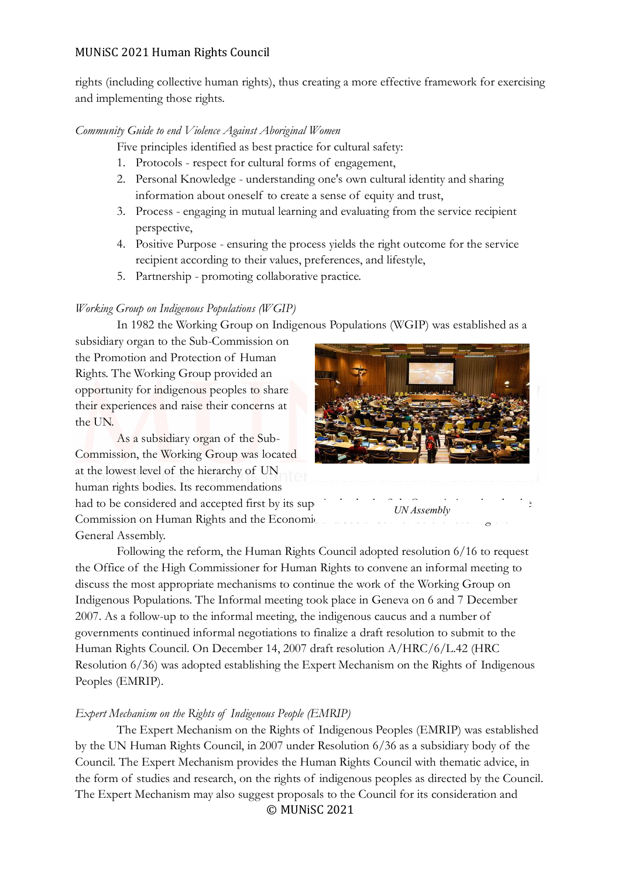rights (including collective human rights), thus creating a more effective framework for exercising and implementing those rights.

*Community Guide to end Violence Against Aboriginal Women*

Five principles identified as best practice for cultural safety:

1. Protocols - respect for cultural forms of engagement,
2. Personal Knowledge - understanding one's own cultural identity and sharing information about oneself to create a sense of equity and trust,
3. Process - engaging in mutual learning and evaluating from the service recipient perspective,
4. Positive Purpose - ensuring the process yields the right outcome for the service recipient according to their values, preferences, and lifestyle,
5. Partnership - promoting collaborative practice.

*Working Group on Indigenous Populations (WGIP)*

In 1982 the Working Group on Indigenous Populations (WGIP) was established as a subsidiary organ to the Sub-Commission on the Promotion and Protection of Human Rights. The Working Group provided an opportunity for indigenous peoples to share their experiences and raise their concerns at the UN.

As a subsidiary organ of the Sub-Commission, the Working Group was located at the lowest level of the hierarchy of UN human rights bodies. Its recommendations had to be considered and accepted first by its sup... Commission on Human Rights and the Economi... General Assembly.

*UN Assembly*

Following the reform, the Human Rights Council adopted resolution 6/16 to request the Office of the High Commissioner for Human Rights to convene an informal meeting to discuss the most appropriate mechanisms to continue the work of the Working Group on Indigenous Populations. The Informal meeting took place in Geneva on 6 and 7 December 2007. As a follow-up to the informal meeting, the indigenous caucus and a number of governments continued informal negotiations to finalize a draft resolution to submit to the Human Rights Council. On December 14, 2007 draft resolution A/HRC/6/L.42 (HRC Resolution 6/36) was adopted establishing the Expert Mechanism on the Rights of Indigenous Peoples (EMRIP).

*Expert Mechanism on the Rights of Indigenous People (EMRIP)*

The Expert Mechanism on the Rights of Indigenous Peoples (EMRIP) was established by the UN Human Rights Council, in 2007 under Resolution 6/36 as a subsidiary body of the Council. The Expert Mechanism provides the Human Rights Council with thematic advice, in the form of studies and research, on the rights of indigenous peoples as directed by the Council. The Expert Mechanism may also suggest proposals to the Council for its consideration and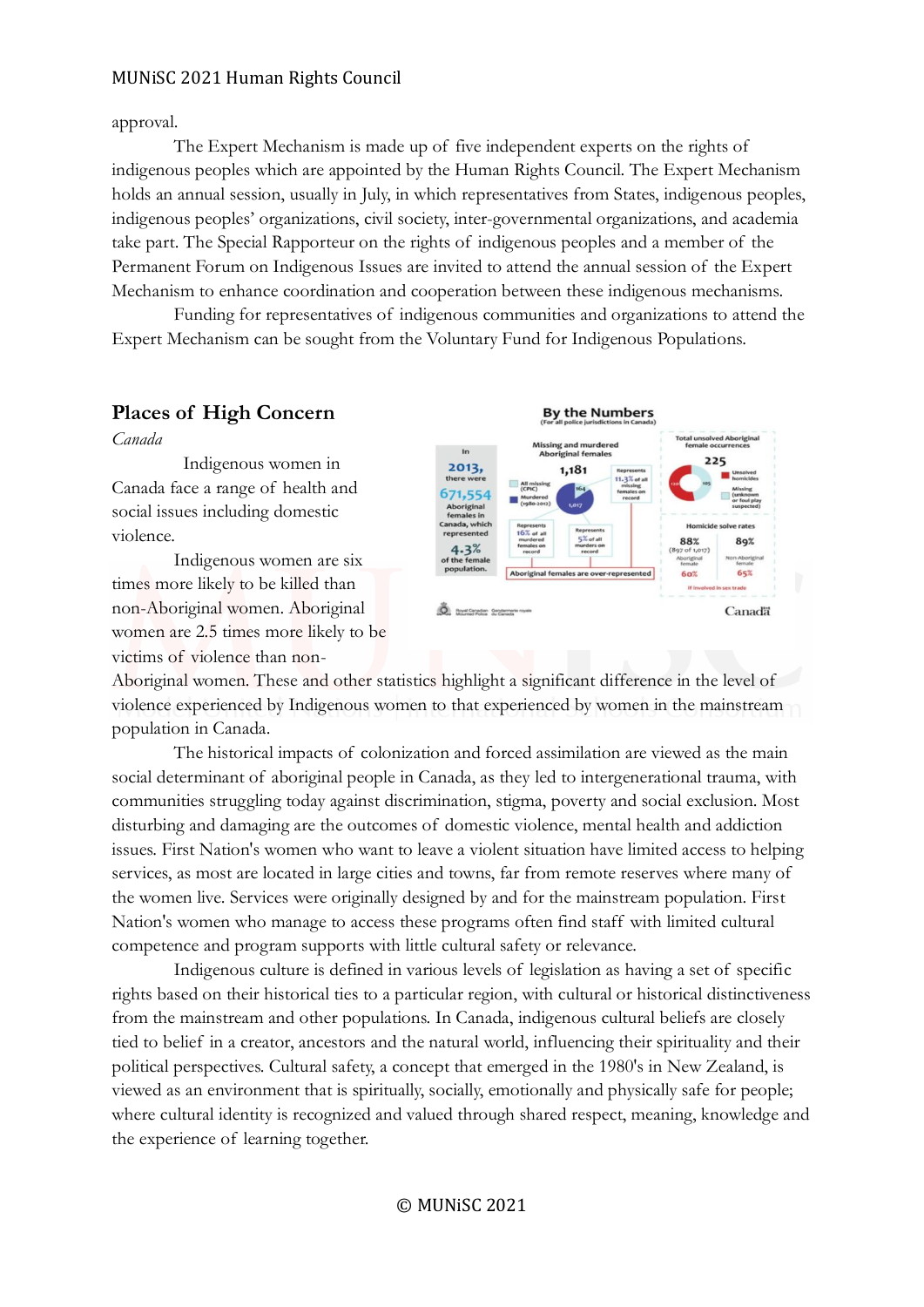approval.

The Expert Mechanism is made up of five independent experts on the rights of indigenous peoples which are appointed by the Human Rights Council. The Expert Mechanism holds an annual session, usually in July, in which representatives from States, indigenous peoples, indigenous peoples' organizations, civil society, inter-governmental organizations, and academia take part. The Special Rapporteur on the rights of indigenous peoples and a member of the Permanent Forum on Indigenous Issues are invited to attend the annual session of the Expert Mechanism to enhance coordination and cooperation between these indigenous mechanisms.

Funding for representatives of indigenous communities and organizations to attend the Expert Mechanism can be sought from the Voluntary Fund for Indigenous Populations.

## Places of High Concern

*Canada*

Indigenous women in Canada face a range of health and social issues including domestic violence.

Indigenous women are six times more likely to be killed than non-Aboriginal women. Aboriginal women are 2.5 times more likely to be victims of violence than non-Aboriginal women. These and other statistics highlight a significant difference in the level of violence experienced by Indigenous women to that experienced by women in the mainstream population in Canada.

By the Numbers
(For all police jurisdictions in Canada)

In 2013, there were 671,554 Aboriginal females in Canada, which represented 4.3% of the female population.

Missing and murdered Aboriginal females
1,181
All missing (CPIC)
Murdered (1980-2012)
164
1,017
Represents 11.3% of all missing females on record
Represents 16% of all murdered females on record
Represents 5% of all murders on record
Aboriginal females are over-represented

Total unsolved Aboriginal female occurrences
225
120
105
Unsolved homicides
Missing (unknown or foul play suspected)

Homicide solve rates
88% (897 of 1,017) Aboriginal female
89% Non-Aboriginal female
60%
65%
If involved in sex trade

Royal Canadian Mounted Police / Gendarmerie royale du Canada
Canada

The historical impacts of colonization and forced assimilation are viewed as the main social determinant of aboriginal people in Canada, as they led to intergenerational trauma, with communities struggling today against discrimination, stigma, poverty and social exclusion. Most disturbing and damaging are the outcomes of domestic violence, mental health and addiction issues. First Nation's women who want to leave a violent situation have limited access to helping services, as most are located in large cities and towns, far from remote reserves where many of the women live. Services were originally designed by and for the mainstream population. First Nation's women who manage to access these programs often find staff with limited cultural competence and program supports with little cultural safety or relevance.

Indigenous culture is defined in various levels of legislation as having a set of specific rights based on their historical ties to a particular region, with cultural or historical distinctiveness from the mainstream and other populations. In Canada, indigenous cultural beliefs are closely tied to belief in a creator, ancestors and the natural world, influencing their spirituality and their political perspectives. Cultural safety, a concept that emerged in the 1980's in New Zealand, is viewed as an environment that is spiritually, socially, emotionally and physically safe for people; where cultural identity is recognized and valued through shared respect, meaning, knowledge and the experience of learning together.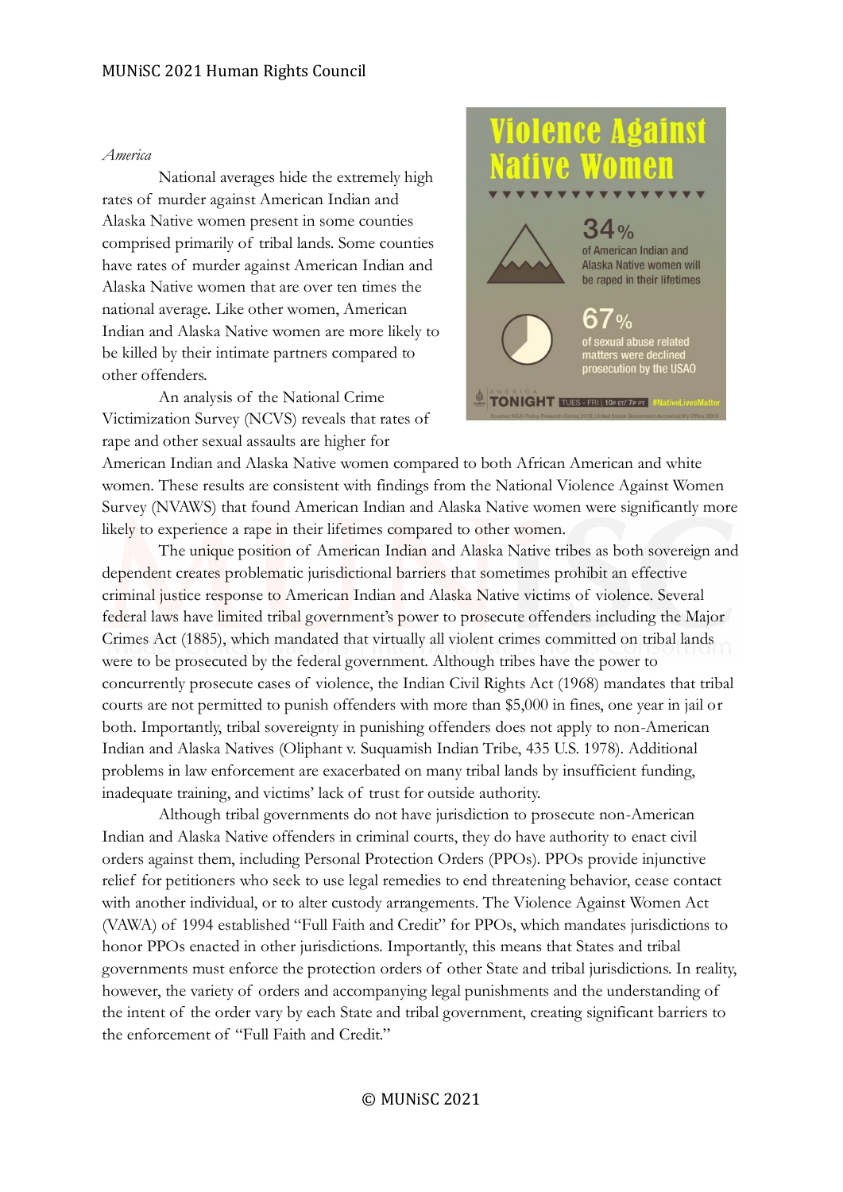*America*

National averages hide the extremely high rates of murder against American Indian and Alaska Native women present in some counties comprised primarily of tribal lands. Some counties have rates of murder against American Indian and Alaska Native women that are over ten times the national average. Like other women, American Indian and Alaska Native women are more likely to be killed by their intimate partners compared to other offenders.

Violence Against Native Women

34%
of American Indian and Alaska Native women will be raped in their lifetimes

67%
of sexual abuse related matters were declined prosecution by the USAO

AMERICA TONIGHT TUES - FRI | 10P ET/ 7P PT #NativeLivesMatter

Sources: NCAI Policy Research Center, 2013; United States Government Accountability Office, 2013

An analysis of the National Crime Victimization Survey (NCVS) reveals that rates of rape and other sexual assaults are higher for American Indian and Alaska Native women compared to both African American and white women. These results are consistent with findings from the National Violence Against Women Survey (NVAWS) that found American Indian and Alaska Native women were significantly more likely to experience a rape in their lifetimes compared to other women.

The unique position of American Indian and Alaska Native tribes as both sovereign and dependent creates problematic jurisdictional barriers that sometimes prohibit an effective criminal justice response to American Indian and Alaska Native victims of violence. Several federal laws have limited tribal government's power to prosecute offenders including the Major Crimes Act (1885), which mandated that virtually all violent crimes committed on tribal lands were to be prosecuted by the federal government. Although tribes have the power to concurrently prosecute cases of violence, the Indian Civil Rights Act (1968) mandates that tribal courts are not permitted to punish offenders with more than $5,000 in fines, one year in jail or both. Importantly, tribal sovereignty in punishing offenders does not apply to non-American Indian and Alaska Natives (Oliphant v. Suquamish Indian Tribe, 435 U.S. 1978). Additional problems in law enforcement are exacerbated on many tribal lands by insufficient funding, inadequate training, and victims' lack of trust for outside authority.

Although tribal governments do not have jurisdiction to prosecute non-American Indian and Alaska Native offenders in criminal courts, they do have authority to enact civil orders against them, including Personal Protection Orders (PPOs). PPOs provide injunctive relief for petitioners who seek to use legal remedies to end threatening behavior, cease contact with another individual, or to alter custody arrangements. The Violence Against Women Act (VAWA) of 1994 established "Full Faith and Credit" for PPOs, which mandates jurisdictions to honor PPOs enacted in other jurisdictions. Importantly, this means that States and tribal governments must enforce the protection orders of other State and tribal jurisdictions. In reality, however, the variety of orders and accompanying legal punishments and the understanding of the intent of the order vary by each State and tribal government, creating significant barriers to the enforcement of "Full Faith and Credit."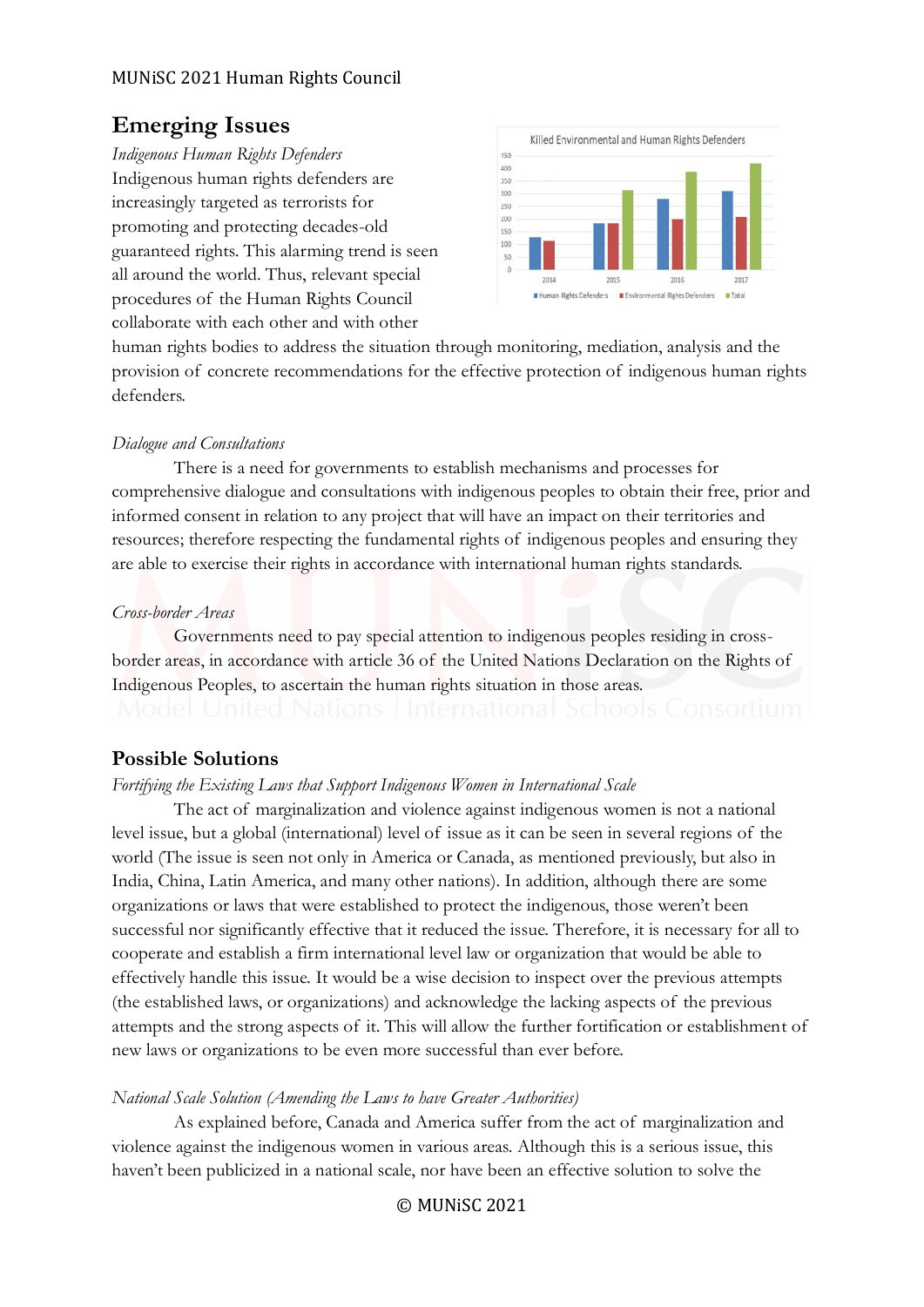## Emerging Issues

*Indigenous Human Rights Defenders*

Indigenous human rights defenders are increasingly targeted as terrorists for promoting and protecting decades-old guaranteed rights. This alarming trend is seen all around the world. Thus, relevant special procedures of the Human Rights Council collaborate with each other and with other human rights bodies to address the situation through monitoring, mediation, analysis and the provision of concrete recommendations for the effective protection of indigenous human rights defenders.

Killed Environmental and Human Rights Defenders

150
400
350
300
250
200
150
100
50
0

2014
2015
2016
2017

Human Rights Defenders
Environmental Rights Defenders
Total

*Dialogue and Consultations*

There is a need for governments to establish mechanisms and processes for comprehensive dialogue and consultations with indigenous peoples to obtain their free, prior and informed consent in relation to any project that will have an impact on their territories and resources; therefore respecting the fundamental rights of indigenous peoples and ensuring they are able to exercise their rights in accordance with international human rights standards.

*Cross-border Areas*

Governments need to pay special attention to indigenous peoples residing in cross-border areas, in accordance with article 36 of the United Nations Declaration on the Rights of Indigenous Peoples, to ascertain the human rights situation in those areas.

## Possible Solutions

*Fortifying the Existing Laws that Support Indigenous Women in International Scale*

The act of marginalization and violence against indigenous women is not a national level issue, but a global (international) level of issue as it can be seen in several regions of the world (The issue is seen not only in America or Canada, as mentioned previously, but also in India, China, Latin America, and many other nations). In addition, although there are some organizations or laws that were established to protect the indigenous, those weren't been successful nor significantly effective that it reduced the issue. Therefore, it is necessary for all to cooperate and establish a firm international level law or organization that would be able to effectively handle this issue. It would be a wise decision to inspect over the previous attempts (the established laws, or organizations) and acknowledge the lacking aspects of the previous attempts and the strong aspects of it. This will allow the further fortification or establishment of new laws or organizations to be even more successful than ever before.

*National Scale Solution (Amending the Laws to have Greater Authorities)*

As explained before, Canada and America suffer from the act of marginalization and violence against the indigenous women in various areas. Although this is a serious issue, this haven't been publicized in a national scale, nor have been an effective solution to solve the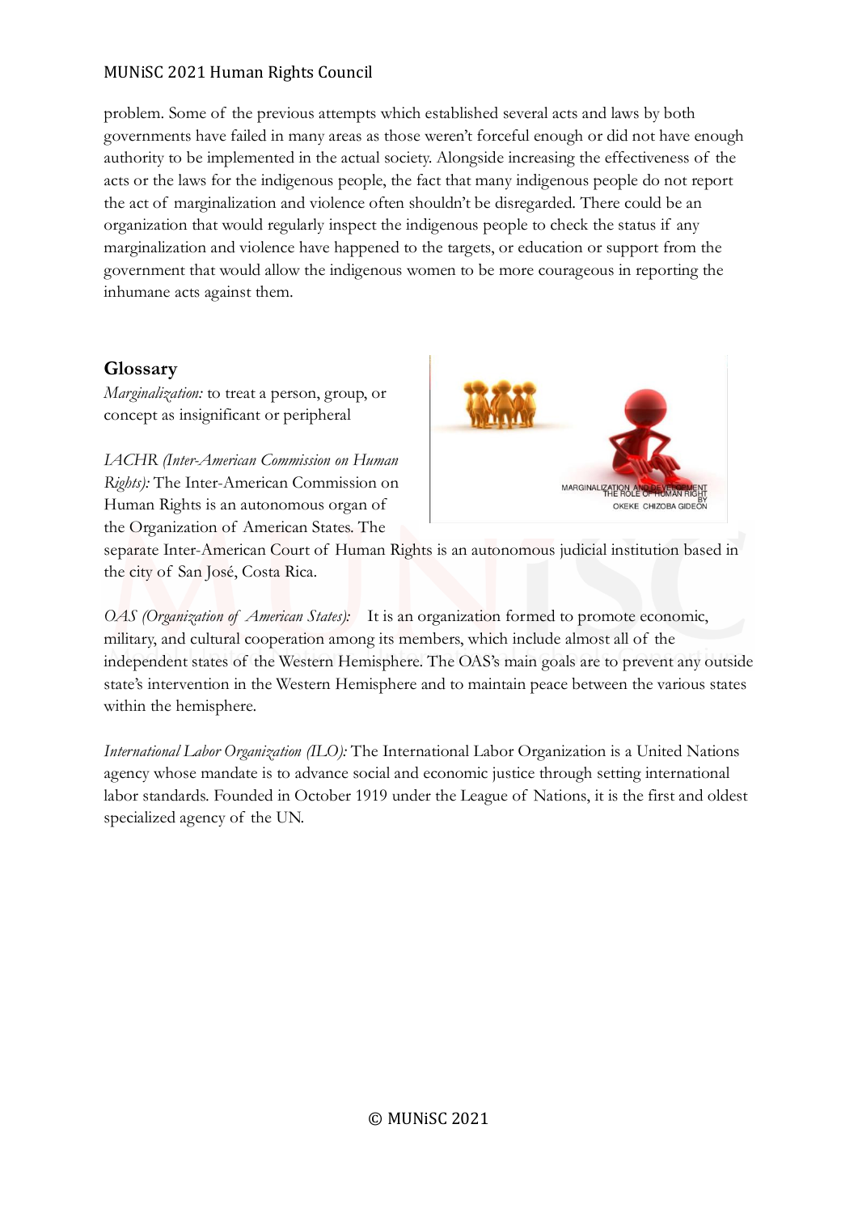problem. Some of the previous attempts which established several acts and laws by both governments have failed in many areas as those weren't forceful enough or did not have enough authority to be implemented in the actual society. Alongside increasing the effectiveness of the acts or the laws for the indigenous people, the fact that many indigenous people do not report the act of marginalization and violence often shouldn't be disregarded. There could be an organization that would regularly inspect the indigenous people to check the status if any marginalization and violence have happened to the targets, or education or support from the government that would allow the indigenous women to be more courageous in reporting the inhumane acts against them.

## Glossary

*Marginalization:* to treat a person, group, or concept as insignificant or peripheral

*IACHR (Inter-American Commission on Human Rights):* The Inter-American Commission on Human Rights is an autonomous organ of the Organization of American States. The separate Inter-American Court of Human Rights is an autonomous judicial institution based in the city of San José, Costa Rica.

*OAS (Organization of American States):* It is an organization formed to promote economic, military, and cultural cooperation among its members, which include almost all of the independent states of the Western Hemisphere. The OAS's main goals are to prevent any outside state's intervention in the Western Hemisphere and to maintain peace between the various states within the hemisphere.

*International Labor Organization (ILO):* The International Labor Organization is a United Nations agency whose mandate is to advance social and economic justice through setting international labor standards. Founded in October 1919 under the League of Nations, it is the first and oldest specialized agency of the UN.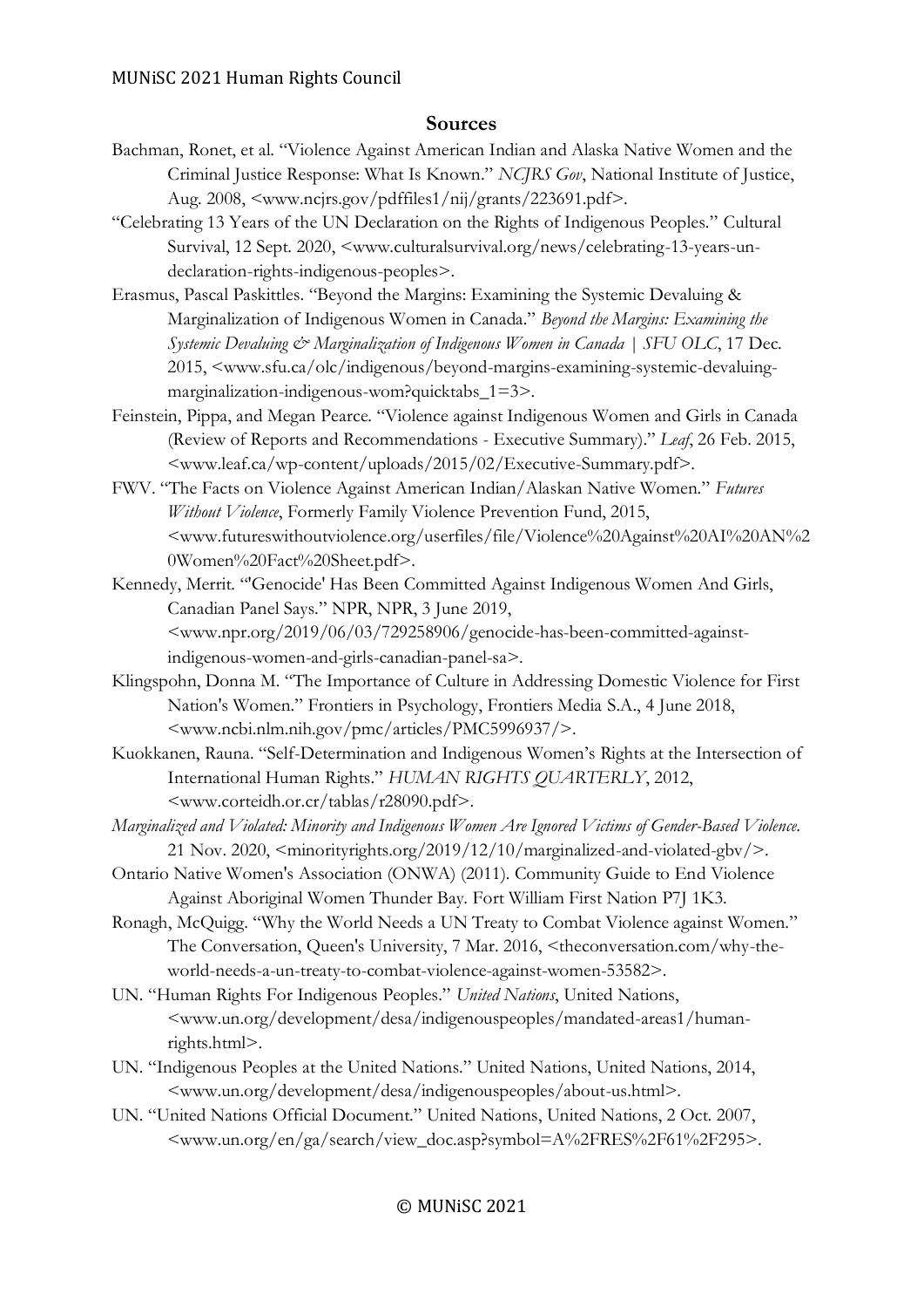## Sources

Bachman, Ronet, et al. "Violence Against American Indian and Alaska Native Women and the Criminal Justice Response: What Is Known." *NCJRS Gov*, National Institute of Justice, Aug. 2008, <www.ncjrs.gov/pdffiles1/nij/grants/223691.pdf>.

"Celebrating 13 Years of the UN Declaration on the Rights of Indigenous Peoples." Cultural Survival, 12 Sept. 2020, <www.culturalsurvival.org/news/celebrating-13-years-un-declaration-rights-indigenous-peoples>.

Erasmus, Pascal Paskittles. "Beyond the Margins: Examining the Systemic Devaluing & Marginalization of Indigenous Women in Canada." *Beyond the Margins: Examining the Systemic Devaluing & Marginalization of Indigenous Women in Canada | SFU OLC*, 17 Dec. 2015, <www.sfu.ca/olc/indigenous/beyond-margins-examining-systemic-devaluing-marginalization-indigenous-wom?quicktabs_1=3>.

Feinstein, Pippa, and Megan Pearce. "Violence against Indigenous Women and Girls in Canada (Review of Reports and Recommendations - Executive Summary)." *Leaf*, 26 Feb. 2015, <www.leaf.ca/wp-content/uploads/2015/02/Executive-Summary.pdf>.

FWV. "The Facts on Violence Against American Indian/Alaskan Native Women." *Futures Without Violence*, Formerly Family Violence Prevention Fund, 2015, <www.futureswithoutviolence.org/userfiles/file/Violence%20Against%20AI%20AN%20Women%20Fact%20Sheet.pdf>.

Kennedy, Merrit. "'Genocide' Has Been Committed Against Indigenous Women And Girls, Canadian Panel Says." NPR, NPR, 3 June 2019, <www.npr.org/2019/06/03/729258906/genocide-has-been-committed-against-indigenous-women-and-girls-canadian-panel-sa>.

Klingspohn, Donna M. "The Importance of Culture in Addressing Domestic Violence for First Nation's Women." Frontiers in Psychology, Frontiers Media S.A., 4 June 2018, <www.ncbi.nlm.nih.gov/pmc/articles/PMC5996937/>.

Kuokkanen, Rauna. "Self-Determination and Indigenous Women's Rights at the Intersection of International Human Rights." *HUMAN RIGHTS QUARTERLY*, 2012, <www.corteidh.or.cr/tablas/r28090.pdf>.

*Marginalized and Violated: Minority and Indigenous Women Are Ignored Victims of Gender-Based Violence.* 21 Nov. 2020, <minorityrights.org/2019/12/10/marginalized-and-violated-gbv/>.

Ontario Native Women's Association (ONWA) (2011). Community Guide to End Violence Against Aboriginal Women Thunder Bay. Fort William First Nation P7J 1K3.

Ronagh, McQuigg. "Why the World Needs a UN Treaty to Combat Violence against Women." The Conversation, Queen's University, 7 Mar. 2016, <theconversation.com/why-the-world-needs-a-un-treaty-to-combat-violence-against-women-53582>.

UN. "Human Rights For Indigenous Peoples." *United Nations*, United Nations, <www.un.org/development/desa/indigenouspeoples/mandated-areas1/human-rights.html>.

UN. "Indigenous Peoples at the United Nations." United Nations, United Nations, 2014, <www.un.org/development/desa/indigenouspeoples/about-us.html>.

UN. "United Nations Official Document." United Nations, United Nations, 2 Oct. 2007, <www.un.org/en/ga/search/view_doc.asp?symbol=A%2FRES%2F61%2F295>.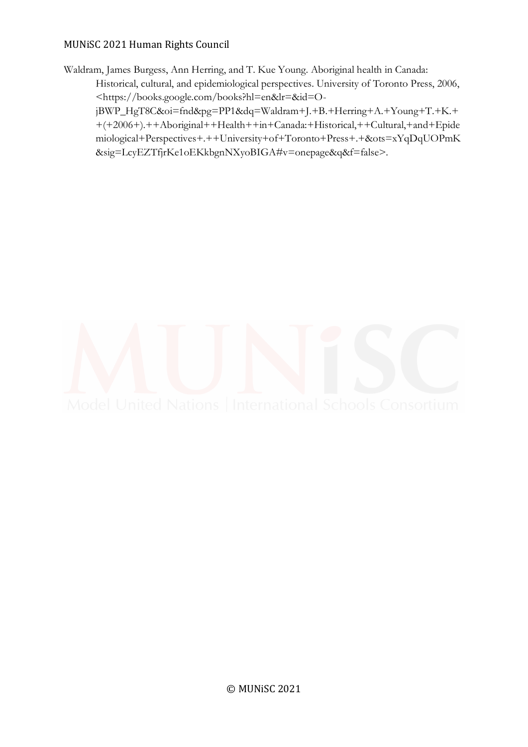Waldram, James Burgess, Ann Herring, and T. Kue Young. Aboriginal health in Canada: Historical, cultural, and epidemiological perspectives. University of Toronto Press, 2006, <https://books.google.com/books?hl=en&lr=&id=O-jBWP_HgT8C&oi=fnd&pg=PP1&dq=Waldram+J.+B.+Herring+A.+Young+T.+K.++(+2006+).++Aboriginal++Health++in+Canada:+Historical,++Cultural,+and+Epidemiological+Perspectives+.++University+of+Toronto+Press+.+&ots=xYqDqUOPmK&sig=LcyEZTfjrKe1oEKkbgnNXyoBIGA#v=onepage&q&f=false>.